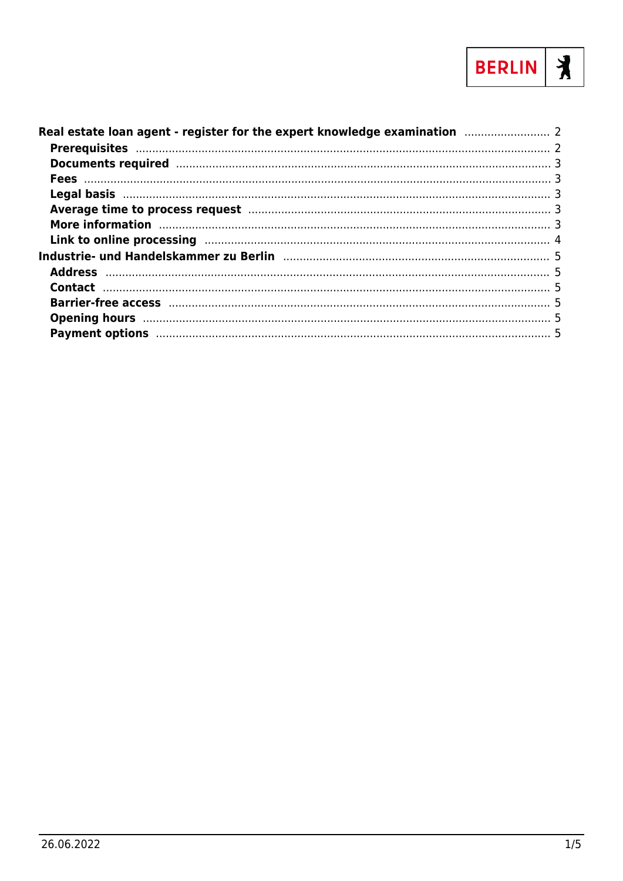**Real estate loan agent - register for the expert knowledge examination** .......................... 2

- **Prerequisites** .......................... 2
- **Documents required** .......................... 3
- **Fees** .......................... 3
- **Legal basis** .......................... 3
- **Average time to process request** .......................... 3
- **More information** .......................... 3
- **Link to online processing** .......................... 4

**Industrie- und Handelskammer zu Berlin** .......................... 5

- **Address** .......................... 5
- **Contact** .......................... 5
- **Barrier-free access** .......................... 5
- **Opening hours** .......................... 5
- **Payment options** .......................... 5

26.06.2022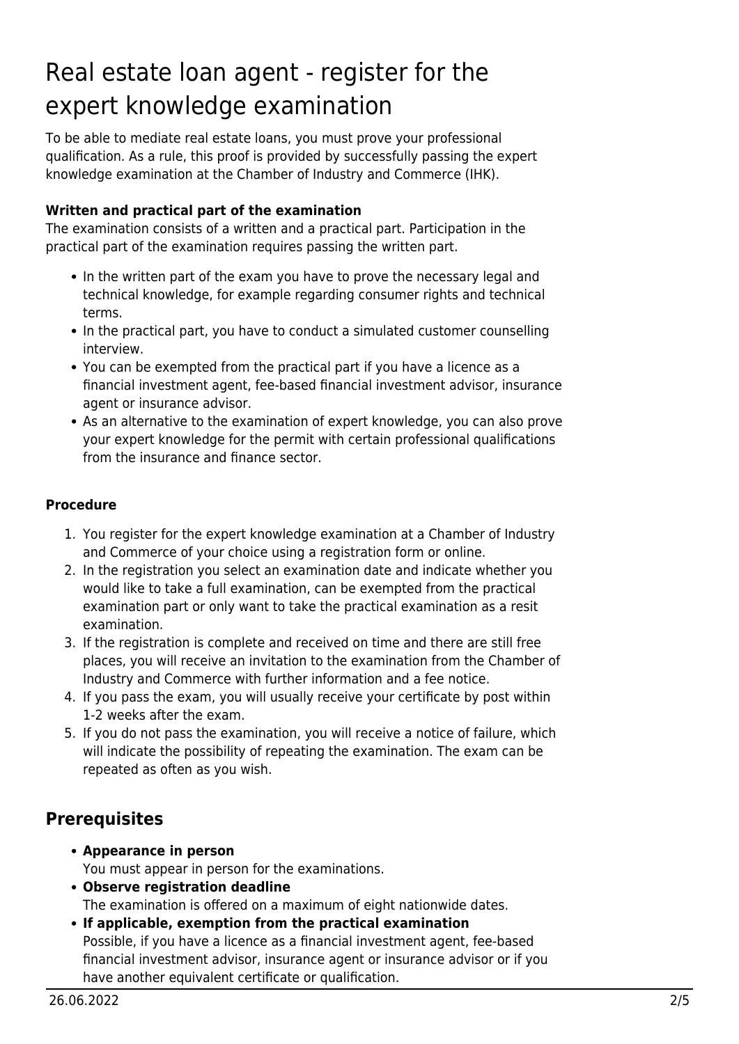# Real estate loan agent - register for the expert knowledge examination

To be able to mediate real estate loans, you must prove your professional qualification. As a rule, this proof is provided by successfully passing the expert knowledge examination at the Chamber of Industry and Commerce (IHK).

**Written and practical part of the examination**

The examination consists of a written and a practical part. Participation in the practical part of the examination requires passing the written part.

- In the written part of the exam you have to prove the necessary legal and technical knowledge, for example regarding consumer rights and technical terms.
- In the practical part, you have to conduct a simulated customer counselling interview.
- You can be exempted from the practical part if you have a licence as a financial investment agent, fee-based financial investment advisor, insurance agent or insurance advisor.
- As an alternative to the examination of expert knowledge, you can also prove your expert knowledge for the permit with certain professional qualifications from the insurance and finance sector.

**Procedure**

1. You register for the expert knowledge examination at a Chamber of Industry and Commerce of your choice using a registration form or online.
2. In the registration you select an examination date and indicate whether you would like to take a full examination, can be exempted from the practical examination part or only want to take the practical examination as a resit examination.
3. If the registration is complete and received on time and there are still free places, you will receive an invitation to the examination from the Chamber of Industry and Commerce with further information and a fee notice.
4. If you pass the exam, you will usually receive your certificate by post within 1-2 weeks after the exam.
5. If you do not pass the examination, you will receive a notice of failure, which will indicate the possibility of repeating the examination. The exam can be repeated as often as you wish.

## Prerequisites

- **Appearance in person**
  You must appear in person for the examinations.
- **Observe registration deadline**
  The examination is offered on a maximum of eight nationwide dates.
- **If applicable, exemption from the practical examination**
  Possible, if you have a licence as a financial investment agent, fee-based financial investment advisor, insurance agent or insurance advisor or if you have another equivalent certificate or qualification.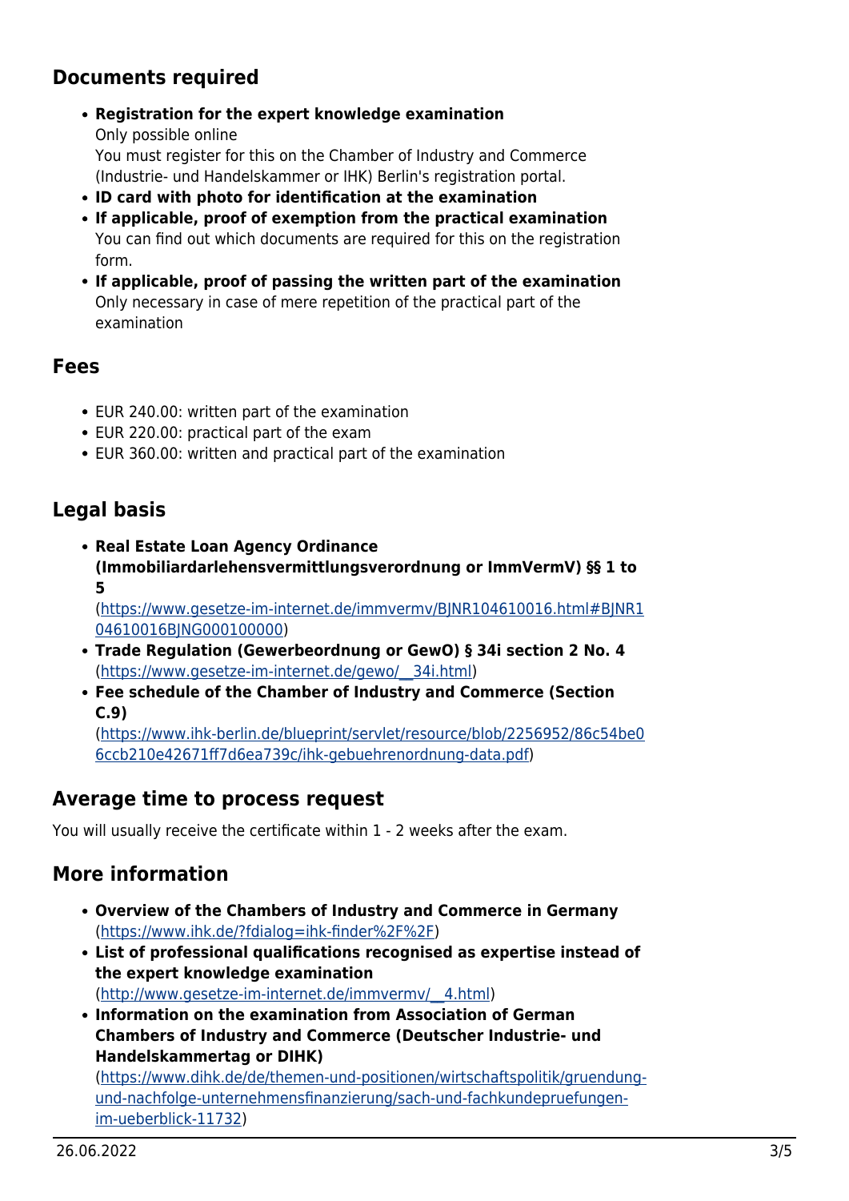## Documents required

- **Registration for the expert knowledge examination**
  Only possible online
  You must register for this on the Chamber of Industry and Commerce (Industrie- und Handelskammer or IHK) Berlin's registration portal.
- **ID card with photo for identification at the examination**
- **If applicable, proof of exemption from the practical examination**
  You can find out which documents are required for this on the registration form.
- **If applicable, proof of passing the written part of the examination**
  Only necessary in case of mere repetition of the practical part of the examination

## Fees

- EUR 240.00: written part of the examination
- EUR 220.00: practical part of the exam
- EUR 360.00: written and practical part of the examination

## Legal basis

- **Real Estate Loan Agency Ordinance (Immobiliardarlehensvermittlungsverordnung or ImmVermV) §§ 1 to 5**
  (https://www.gesetze-im-internet.de/immvermv/BJNR104610016.html#BJNR104610016BJNG000100000)
- **Trade Regulation (Gewerbeordnung or GewO) § 34i section 2 No. 4**
  (https://www.gesetze-im-internet.de/gewo/__34i.html)
- **Fee schedule of the Chamber of Industry and Commerce (Section C.9)**
  (https://www.ihk-berlin.de/blueprint/servlet/resource/blob/2256952/86c54be06ccb210e42671ff7d6ea739c/ihk-gebuehrenordnung-data.pdf)

## Average time to process request

You will usually receive the certificate within 1 - 2 weeks after the exam.

## More information

- **Overview of the Chambers of Industry and Commerce in Germany**
  (https://www.ihk.de/?fdialog=ihk-finder%2F%2F)
- **List of professional qualifications recognised as expertise instead of the expert knowledge examination**
  (http://www.gesetze-im-internet.de/immvermv/__4.html)
- **Information on the examination from Association of German Chambers of Industry and Commerce (Deutscher Industrie- und Handelskammertag or DIHK)**
  (https://www.dihk.de/de/themen-und-positionen/wirtschaftspolitik/gruendung-und-nachfolge-unternehmensfinanzierung/sach-und-fachkundepruefungen-im-ueberblick-11732)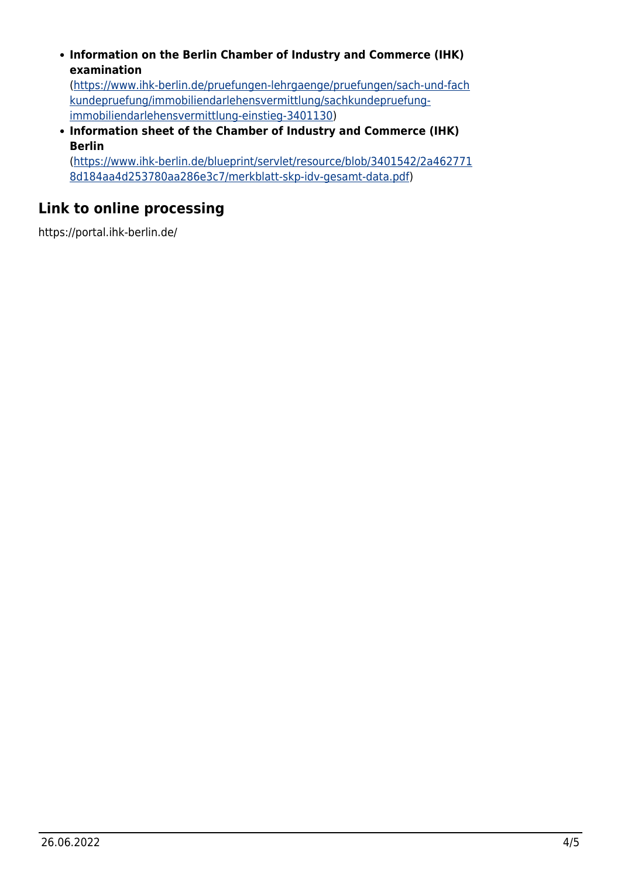- **Information on the Berlin Chamber of Industry and Commerce (IHK) examination**
  ([https://www.ihk-berlin.de/pruefungen-lehrgaenge/pruefungen/sach-und-fachkundepruefung/immobiliendarlehensvermittlung/sachkundepruefung-immobiliendarlehensvermittlung-einstieg-3401130](https://www.ihk-berlin.de/pruefungen-lehrgaenge/pruefungen/sach-und-fachkundepruefung/immobiliendarlehensvermittlung/sachkundepruefung-immobiliendarlehensvermittlung-einstieg-3401130))
- **Information sheet of the Chamber of Industry and Commerce (IHK) Berlin**
  ([https://www.ihk-berlin.de/blueprint/servlet/resource/blob/3401542/2a4627718d184aa4d253780aa286e3c7/merkblatt-skp-idv-gesamt-data.pdf](https://www.ihk-berlin.de/blueprint/servlet/resource/blob/3401542/2a4627718d184aa4d253780aa286e3c7/merkblatt-skp-idv-gesamt-data.pdf))

## Link to online processing

https://portal.ihk-berlin.de/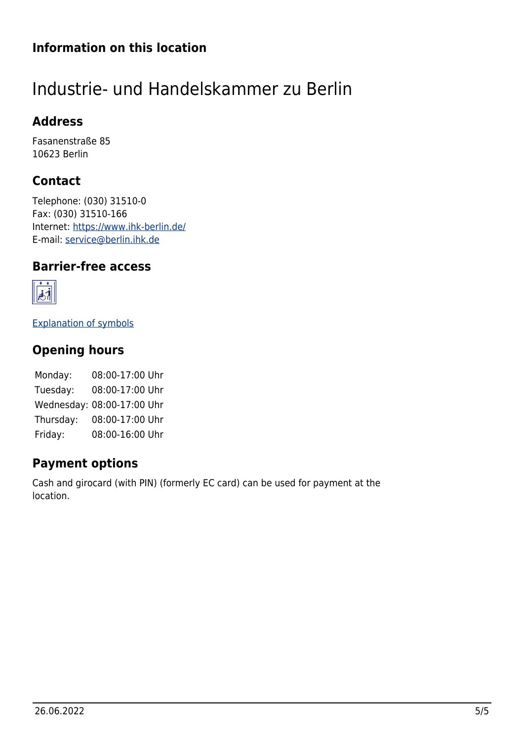### Information on this location

# Industrie- und Handelskammer zu Berlin

### Address

Fasanenstraße 85
10623 Berlin

### Contact

Telephone: (030) 31510-0
Fax: (030) 31510-166
Internet: https://www.ihk-berlin.de/
E-mail: service@berlin.ihk.de

### Barrier-free access

Explanation of symbols

### Opening hours

| | |
|---|---|
| Monday: | 08:00-17:00 Uhr |
| Tuesday: | 08:00-17:00 Uhr |
| Wednesday: | 08:00-17:00 Uhr |
| Thursday: | 08:00-17:00 Uhr |
| Friday: | 08:00-16:00 Uhr |

### Payment options

Cash and girocard (with PIN) (formerly EC card) can be used for payment at the location.